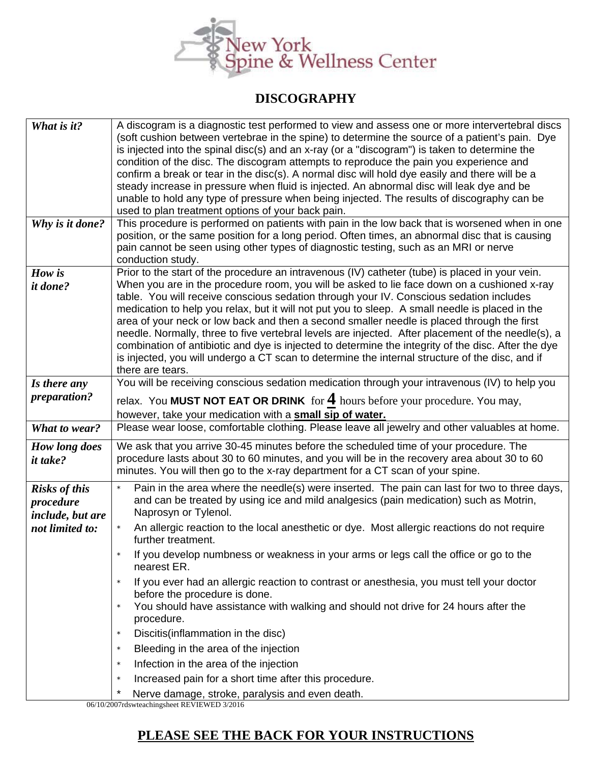New York Spine & Wellness Center

# DISCOGRAPHY

| | |
|---|---|
| ***What is it?*** | A discogram is a diagnostic test performed to view and assess one or more intervertebral discs (soft cushion between vertebrae in the spine) to determine the source of a patient's pain. Dye is injected into the spinal disc(s) and an x-ray (or a "discogram") is taken to determine the condition of the disc. The discogram attempts to reproduce the pain you experience and confirm a break or tear in the disc(s). A normal disc will hold dye easily and there will be a steady increase in pressure when fluid is injected. An abnormal disc will leak dye and be unable to hold any type of pressure when being injected. The results of discography can be used to plan treatment options of your back pain. |
| ***Why is it done?*** | This procedure is performed on patients with pain in the low back that is worsened when in one position, or the same position for a long period. Often times, an abnormal disc that is causing pain cannot be seen using other types of diagnostic testing, such as an MRI or nerve conduction study. |
| ***How is it done?*** | Prior to the start of the procedure an intravenous (IV) catheter (tube) is placed in your vein. When you are in the procedure room, you will be asked to lie face down on a cushioned x-ray table. You will receive conscious sedation through your IV. Conscious sedation includes medication to help you relax, but it will not put you to sleep. A small needle is placed in the area of your neck or low back and then a second smaller needle is placed through the first needle. Normally, three to five vertebral levels are injected. After placement of the needle(s), a combination of antibiotic and dye is injected to determine the integrity of the disc. After the dye is injected, you will undergo a CT scan to determine the internal structure of the disc, and if there are tears. |
| ***Is there any preparation?*** | You will be receiving conscious sedation medication through your intravenous (IV) to help you relax. You **MUST NOT EAT OR DRINK** for **4** hours before your procedure. You may, however, take your medication with a **small sip of water.** |
| ***What to wear?*** | Please wear loose, comfortable clothing. Please leave all jewelry and other valuables at home. |
| ***How long does it take?*** | We ask that you arrive 30-45 minutes before the scheduled time of your procedure. The procedure lasts about 30 to 60 minutes, and you will be in the recovery area about 30 to 60 minutes. You will then go to the x-ray department for a CT scan of your spine. |
| ***Risks of this procedure include, but are not limited to:*** | * Pain in the area where the needle(s) were inserted. The pain can last for two to three days, and can be treated by using ice and mild analgesics (pain medication) such as Motrin, Naprosyn or Tylenol.<br>* An allergic reaction to the local anesthetic or dye. Most allergic reactions do not require further treatment.<br>* If you develop numbness or weakness in your arms or legs call the office or go to the nearest ER.<br>* If you ever had an allergic reaction to contrast or anesthesia, you must tell your doctor before the procedure is done.<br>* You should have assistance with walking and should not drive for 24 hours after the procedure.<br>* Discitis(inflammation in the disc)<br>* Bleeding in the area of the injection<br>* Infection in the area of the injection<br>* Increased pain for a short time after this procedure.<br>* Nerve damage, stroke, paralysis and even death. |

06/10/2007rdswteachingsheet REVIEWED 3/2016

## PLEASE SEE THE BACK FOR YOUR INSTRUCTIONS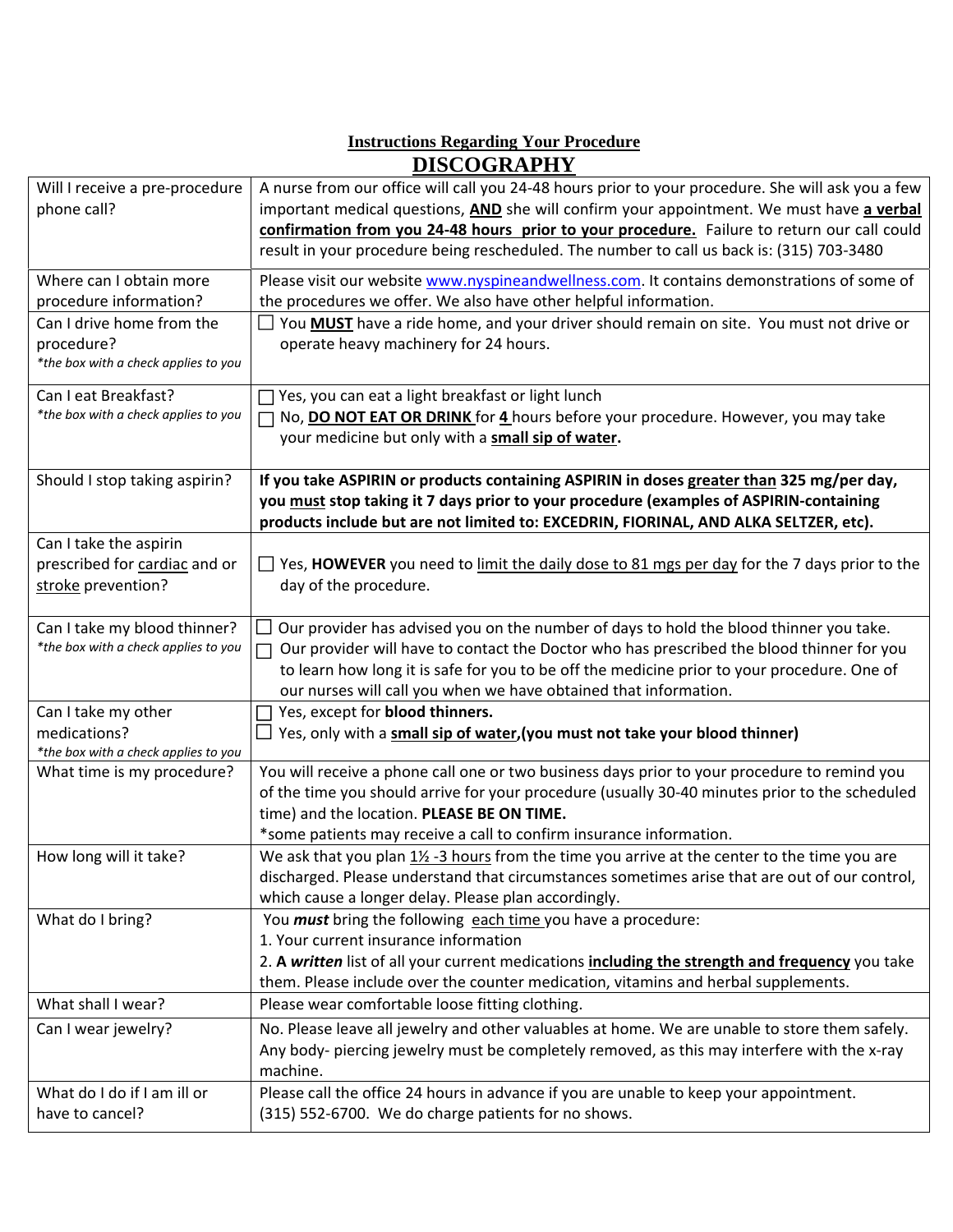## Instructions Regarding Your Procedure

# DISCOGRAPHY

| | |
|---|---|
| Will I receive a pre-procedure phone call? | A nurse from our office will call you 24-48 hours prior to your procedure. She will ask you a few important medical questions, **AND** she will confirm your appointment. We must have **a verbal confirmation from you 24-48 hours prior to your procedure.** Failure to return our call could result in your procedure being rescheduled. The number to call us back is: (315) 703-3480 |
| Where can I obtain more procedure information? | Please visit our website www.nyspineandwellness.com. It contains demonstrations of some of the procedures we offer. We also have other helpful information. |
| Can I drive home from the procedure? *\*the box with a check applies to you* | ☐ You **MUST** have a ride home, and your driver should remain on site. You must not drive or operate heavy machinery for 24 hours. |
| Can I eat Breakfast? *\*the box with a check applies to you* | ☐ Yes, you can eat a light breakfast or light lunch<br>☐ No, **DO NOT EAT OR DRINK** for **4** hours before your procedure. However, you may take your medicine but only with a **small sip of water.** |
| Should I stop taking aspirin? | **If you take ASPIRIN or products containing ASPIRIN in doses greater than 325 mg/per day, you must stop taking it 7 days prior to your procedure (examples of ASPIRIN-containing products include but are not limited to: EXCEDRIN, FIORINAL, AND ALKA SELTZER, etc).** |
| Can I take the aspirin prescribed for cardiac and or stroke prevention? | ☐ Yes, **HOWEVER** you need to limit the daily dose to 81 mgs per day for the 7 days prior to the day of the procedure. |
| Can I take my blood thinner? *\*the box with a check applies to you* | ☐ Our provider has advised you on the number of days to hold the blood thinner you take.<br>☐ Our provider will have to contact the Doctor who has prescribed the blood thinner for you to learn how long it is safe for you to be off the medicine prior to your procedure. One of our nurses will call you when we have obtained that information. |
| Can I take my other medications? *\*the box with a check applies to you* | ☐ Yes, except for **blood thinners.**<br>☐ Yes, only with a **small sip of water,(you must not take your blood thinner)** |
| What time is my procedure? | You will receive a phone call one or two business days prior to your procedure to remind you of the time you should arrive for your procedure (usually 30-40 minutes prior to the scheduled time) and the location. **PLEASE BE ON TIME.**<br>\*some patients may receive a call to confirm insurance information. |
| How long will it take? | We ask that you plan 1½ -3 hours from the time you arrive at the center to the time you are discharged. Please understand that circumstances sometimes arise that are out of our control, which cause a longer delay. Please plan accordingly. |
| What do I bring? | You ***must*** bring the following each time you have a procedure:<br>1. Your current insurance information<br>2. **A *written*** list of all your current medications **including the strength and frequency** you take them. Please include over the counter medication, vitamins and herbal supplements. |
| What shall I wear? | Please wear comfortable loose fitting clothing. |
| Can I wear jewelry? | No. Please leave all jewelry and other valuables at home. We are unable to store them safely. Any body- piercing jewelry must be completely removed, as this may interfere with the x-ray machine. |
| What do I do if I am ill or have to cancel? | Please call the office 24 hours in advance if you are unable to keep your appointment. (315) 552-6700. We do charge patients for no shows. |